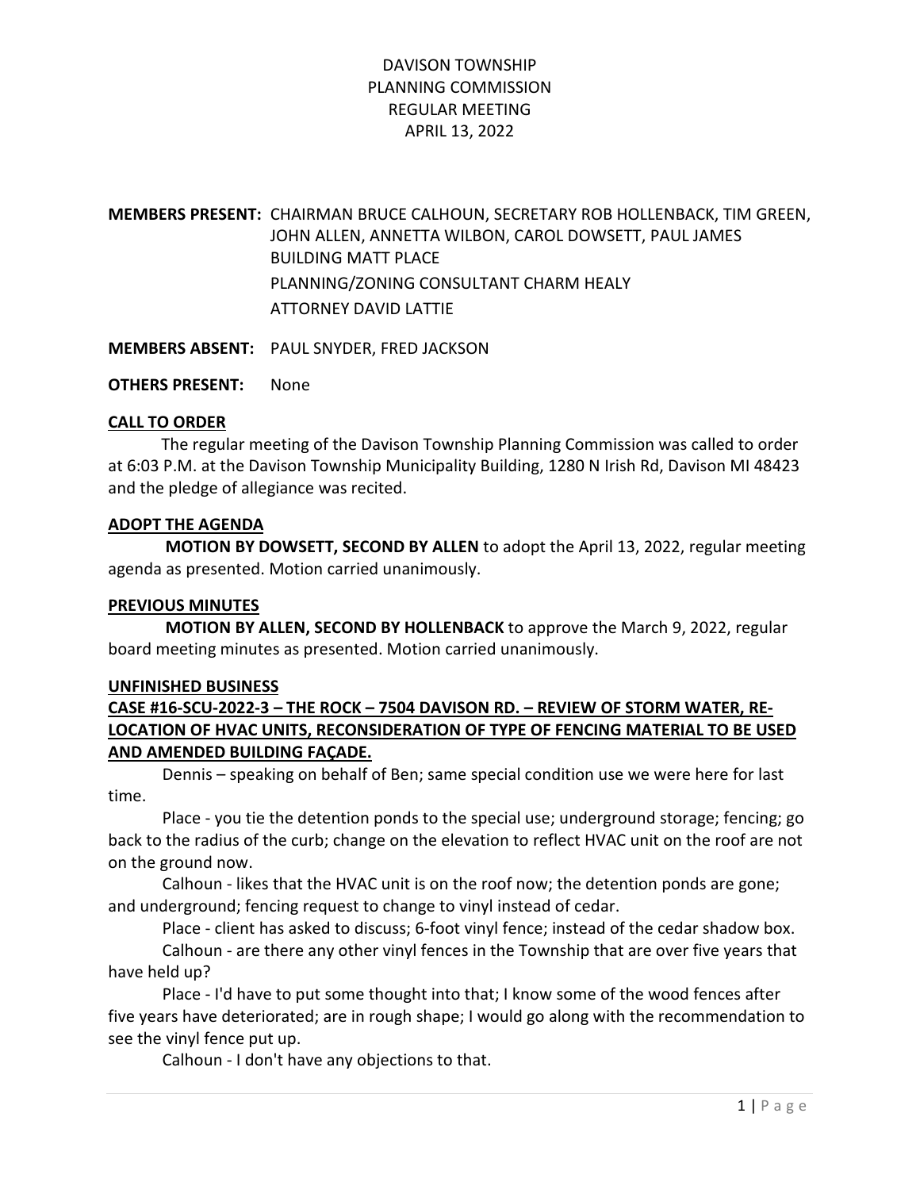# DAVISON TOWNSHIP
# PLANNING COMMISSION
# REGULAR MEETING
# APRIL 13, 2022

**MEMBERS PRESENT:** CHAIRMAN BRUCE CALHOUN, SECRETARY ROB HOLLENBACK, TIM GREEN, JOHN ALLEN, ANNETTA WILBON, CAROL DOWSETT, PAUL JAMES
BUILDING MATT PLACE
PLANNING/ZONING CONSULTANT CHARM HEALY
ATTORNEY DAVID LATTIE

**MEMBERS ABSENT:** PAUL SNYDER, FRED JACKSON

**OTHERS PRESENT:** None

**CALL TO ORDER**

The regular meeting of the Davison Township Planning Commission was called to order at 6:03 P.M. at the Davison Township Municipality Building, 1280 N Irish Rd, Davison MI 48423 and the pledge of allegiance was recited.

**ADOPT THE AGENDA**

**MOTION BY DOWSETT, SECOND BY ALLEN** to adopt the April 13, 2022, regular meeting agenda as presented. Motion carried unanimously.

**PREVIOUS MINUTES**

**MOTION BY ALLEN, SECOND BY HOLLENBACK** to approve the March 9, 2022, regular board meeting minutes as presented. Motion carried unanimously.

**UNFINISHED BUSINESS**

**CASE #16-SCU-2022-3 – THE ROCK – 7504 DAVISON RD. – REVIEW OF STORM WATER, RE-LOCATION OF HVAC UNITS, RECONSIDERATION OF TYPE OF FENCING MATERIAL TO BE USED AND AMENDED BUILDING FAÇADE.**

Dennis – speaking on behalf of Ben; same special condition use we were here for last time.

Place - you tie the detention ponds to the special use; underground storage; fencing; go back to the radius of the curb; change on the elevation to reflect HVAC unit on the roof are not on the ground now.

Calhoun - likes that the HVAC unit is on the roof now; the detention ponds are gone; and underground; fencing request to change to vinyl instead of cedar.

Place - client has asked to discuss; 6-foot vinyl fence; instead of the cedar shadow box.

Calhoun - are there any other vinyl fences in the Township that are over five years that have held up?

Place - I'd have to put some thought into that; I know some of the wood fences after five years have deteriorated; are in rough shape; I would go along with the recommendation to see the vinyl fence put up.

Calhoun - I don't have any objections to that.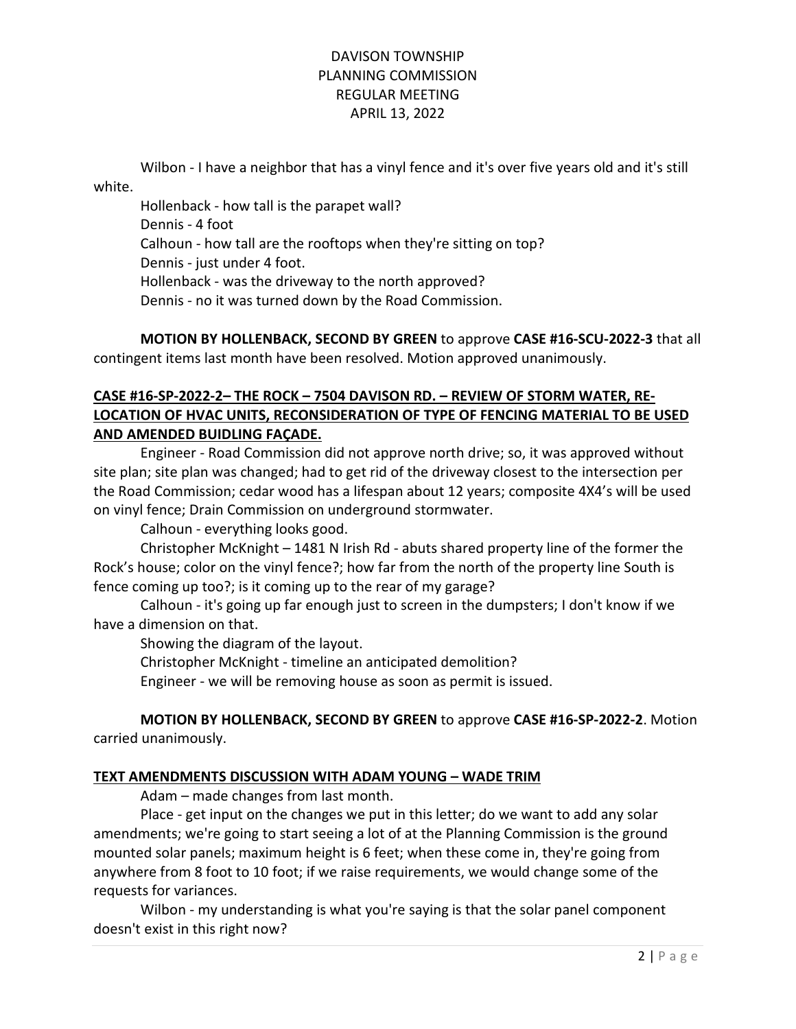Wilbon - I have a neighbor that has a vinyl fence and it's over five years old and it's still white.

Hollenback - how tall is the parapet wall?

Dennis - 4 foot

Calhoun - how tall are the rooftops when they're sitting on top?

Dennis - just under 4 foot.

Hollenback - was the driveway to the north approved?

Dennis - no it was turned down by the Road Commission.

**MOTION BY HOLLENBACK, SECOND BY GREEN** to approve **CASE #16-SCU-2022-3** that all contingent items last month have been resolved. Motion approved unanimously.

**CASE #16-SP-2022-2– THE ROCK – 7504 DAVISON RD. – REVIEW OF STORM WATER, RE-LOCATION OF HVAC UNITS, RECONSIDERATION OF TYPE OF FENCING MATERIAL TO BE USED AND AMENDED BUIDLING FAÇADE.**

Engineer - Road Commission did not approve north drive; so, it was approved without site plan; site plan was changed; had to get rid of the driveway closest to the intersection per the Road Commission; cedar wood has a lifespan about 12 years; composite 4X4's will be used on vinyl fence; Drain Commission on underground stormwater.

Calhoun - everything looks good.

Christopher McKnight – 1481 N Irish Rd - abuts shared property line of the former the Rock's house; color on the vinyl fence?; how far from the north of the property line South is fence coming up too?; is it coming up to the rear of my garage?

Calhoun - it's going up far enough just to screen in the dumpsters; I don't know if we have a dimension on that.

Showing the diagram of the layout.

Christopher McKnight - timeline an anticipated demolition?

Engineer - we will be removing house as soon as permit is issued.

**MOTION BY HOLLENBACK, SECOND BY GREEN** to approve **CASE #16-SP-2022-2**. Motion carried unanimously.

**TEXT AMENDMENTS DISCUSSION WITH ADAM YOUNG – WADE TRIM**

Adam – made changes from last month.

Place - get input on the changes we put in this letter; do we want to add any solar amendments; we're going to start seeing a lot of at the Planning Commission is the ground mounted solar panels; maximum height is 6 feet; when these come in, they're going from anywhere from 8 foot to 10 foot; if we raise requirements, we would change some of the requests for variances.

Wilbon - my understanding is what you're saying is that the solar panel component doesn't exist in this right now?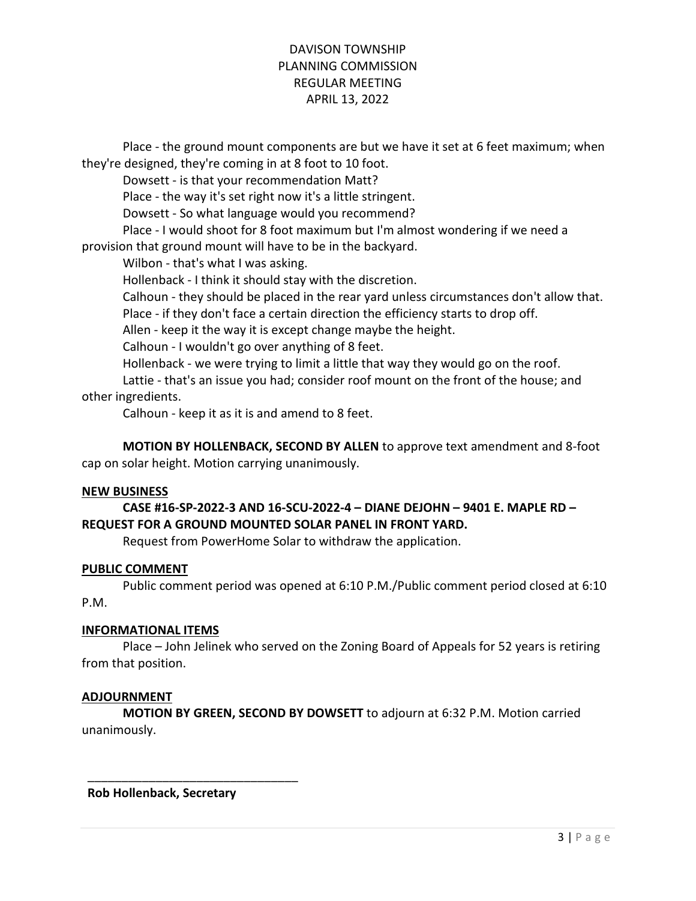Place - the ground mount components are but we have it set at 6 feet maximum; when they're designed, they're coming in at 8 foot to 10 foot.

Dowsett - is that your recommendation Matt?

Place - the way it's set right now it's a little stringent.

Dowsett - So what language would you recommend?

Place - I would shoot for 8 foot maximum but I'm almost wondering if we need a provision that ground mount will have to be in the backyard.

Wilbon - that's what I was asking.

Hollenback - I think it should stay with the discretion.

Calhoun - they should be placed in the rear yard unless circumstances don't allow that.

Place - if they don't face a certain direction the efficiency starts to drop off.

Allen - keep it the way it is except change maybe the height.

Calhoun - I wouldn't go over anything of 8 feet.

Hollenback - we were trying to limit a little that way they would go on the roof.

Lattie - that's an issue you had; consider roof mount on the front of the house; and other ingredients.

Calhoun - keep it as it is and amend to 8 feet.

**MOTION BY HOLLENBACK, SECOND BY ALLEN** to approve text amendment and 8-foot cap on solar height. Motion carrying unanimously.

## NEW BUSINESS

**CASE #16-SP-2022-3 AND 16-SCU-2022-4 – DIANE DEJOHN – 9401 E. MAPLE RD – REQUEST FOR A GROUND MOUNTED SOLAR PANEL IN FRONT YARD.**

Request from PowerHome Solar to withdraw the application.

## PUBLIC COMMENT

Public comment period was opened at 6:10 P.M./Public comment period closed at 6:10 P.M.

## INFORMATIONAL ITEMS

Place – John Jelinek who served on the Zoning Board of Appeals for 52 years is retiring from that position.

## ADJOURNMENT

**MOTION BY GREEN, SECOND BY DOWSETT** to adjourn at 6:32 P.M. Motion carried unanimously.

\_\_\_\_\_\_\_\_\_\_\_\_\_\_\_\_\_\_\_\_\_\_\_\_\_\_\_\_\_\_\_\_

**Rob Hollenback, Secretary**